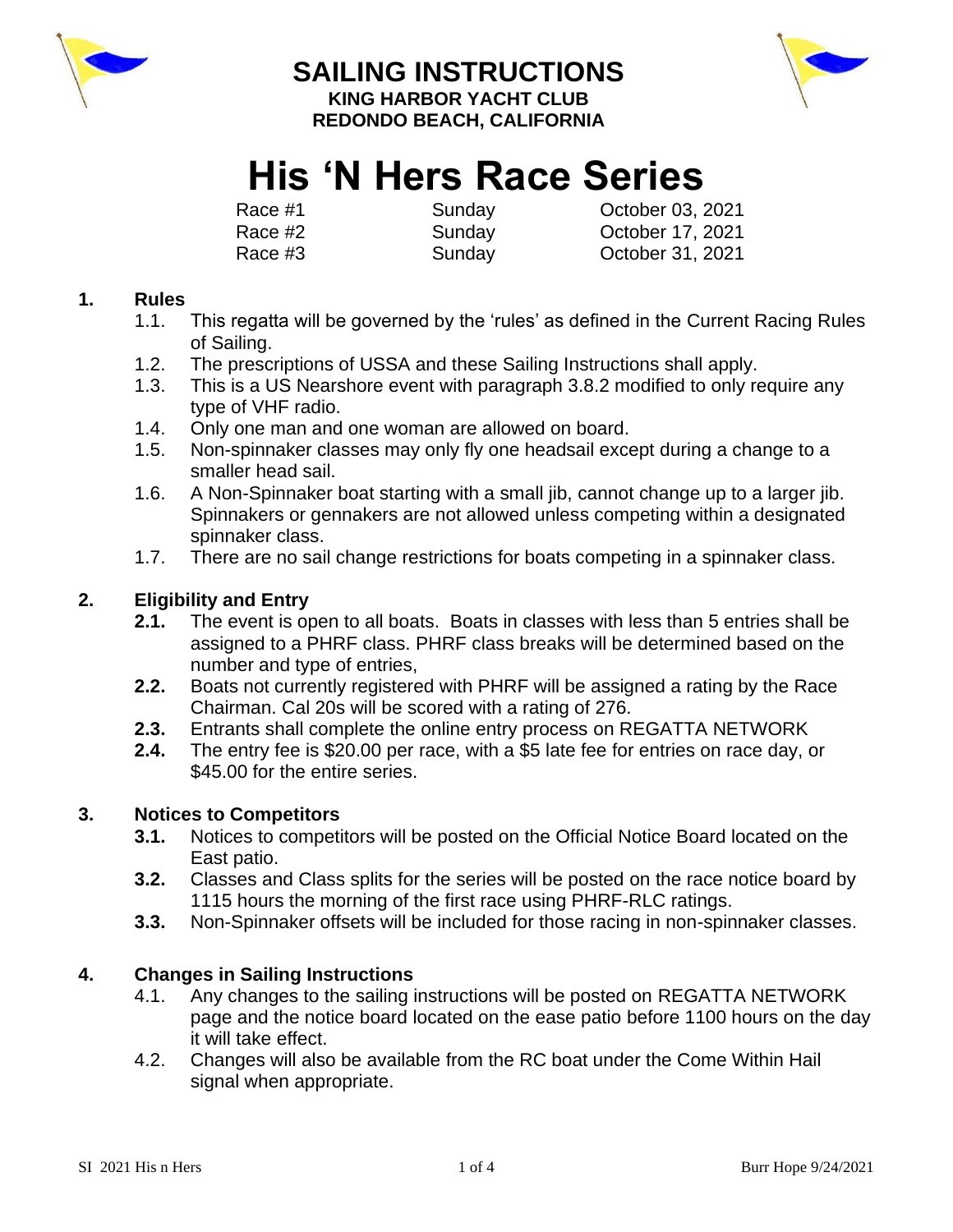# SAILING INSTRUCTIONS

**KING HARBOR YACHT CLUB**
**REDONDO BEACH, CALIFORNIA**

# His 'N Hers Race Series

| | | |
|---|---|---|
| Race #1 | Sunday | October 03, 2021 |
| Race #2 | Sunday | October 17, 2021 |
| Race #3 | Sunday | October 31, 2021 |

## 1. Rules

1.1. This regatta will be governed by the 'rules' as defined in the Current Racing Rules of Sailing.

1.2. The prescriptions of USSA and these Sailing Instructions shall apply.

1.3. This is a US Nearshore event with paragraph 3.8.2 modified to only require any type of VHF radio.

1.4. Only one man and one woman are allowed on board.

1.5. Non-spinnaker classes may only fly one headsail except during a change to a smaller head sail.

1.6. A Non-Spinnaker boat starting with a small jib, cannot change up to a larger jib. Spinnakers or gennakers are not allowed unless competing within a designated spinnaker class.

1.7. There are no sail change restrictions for boats competing in a spinnaker class.

## 2. Eligibility and Entry

**2.1.** The event is open to all boats. Boats in classes with less than 5 entries shall be assigned to a PHRF class. PHRF class breaks will be determined based on the number and type of entries,

**2.2.** Boats not currently registered with PHRF will be assigned a rating by the Race Chairman. Cal 20s will be scored with a rating of 276.

**2.3.** Entrants shall complete the online entry process on REGATTA NETWORK

**2.4.** The entry fee is $20.00 per race, with a $5 late fee for entries on race day, or $45.00 for the entire series.

## 3. Notices to Competitors

**3.1.** Notices to competitors will be posted on the Official Notice Board located on the East patio.

**3.2.** Classes and Class splits for the series will be posted on the race notice board by 1115 hours the morning of the first race using PHRF-RLC ratings.

**3.3.** Non-Spinnaker offsets will be included for those racing in non-spinnaker classes.

## 4. Changes in Sailing Instructions

4.1. Any changes to the sailing instructions will be posted on REGATTA NETWORK page and the notice board located on the ease patio before 1100 hours on the day it will take effect.

4.2. Changes will also be available from the RC boat under the Come Within Hail signal when appropriate.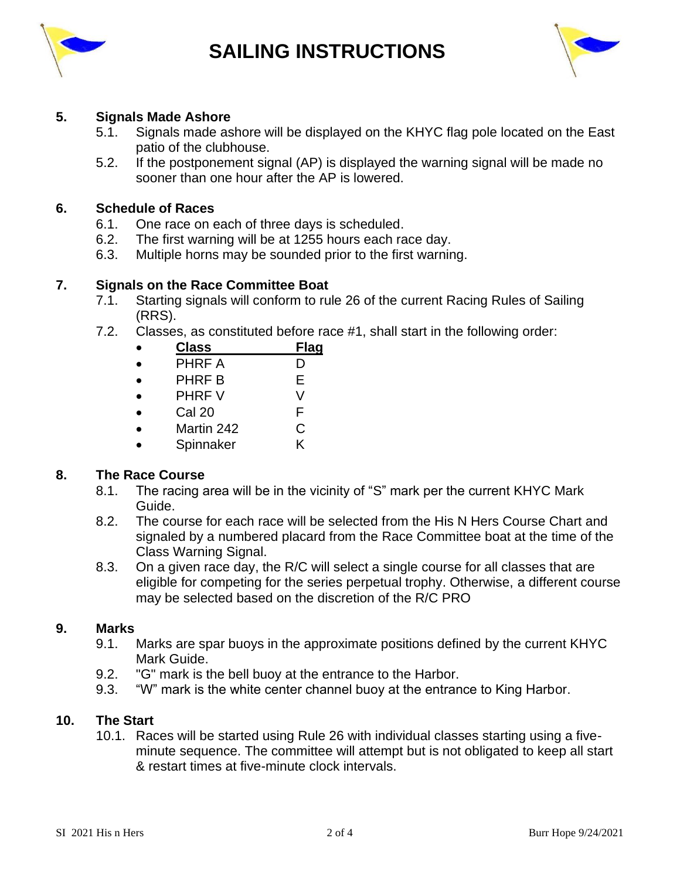# SAILING INSTRUCTIONS

## 5. Signals Made Ashore

5.1. Signals made ashore will be displayed on the KHYC flag pole located on the East patio of the clubhouse.

5.2. If the postponement signal (AP) is displayed the warning signal will be made no sooner than one hour after the AP is lowered.

## 6. Schedule of Races

6.1. One race on each of three days is scheduled.

6.2. The first warning will be at 1255 hours each race day.

6.3. Multiple horns may be sounded prior to the first warning.

## 7. Signals on the Race Committee Boat

7.1. Starting signals will conform to rule 26 of the current Racing Rules of Sailing (RRS).

7.2. Classes, as constituted before race #1, shall start in the following order:

| Class | Flag |
|---|---|
| PHRF A | D |
| PHRF B | E |
| PHRF V | V |
| Cal 20 | F |
| Martin 242 | C |
| Spinnaker | K |

## 8. The Race Course

8.1. The racing area will be in the vicinity of "S" mark per the current KHYC Mark Guide.

8.2. The course for each race will be selected from the His N Hers Course Chart and signaled by a numbered placard from the Race Committee boat at the time of the Class Warning Signal.

8.3. On a given race day, the R/C will select a single course for all classes that are eligible for competing for the series perpetual trophy. Otherwise, a different course may be selected based on the discretion of the R/C PRO

## 9. Marks

9.1. Marks are spar buoys in the approximate positions defined by the current KHYC Mark Guide.

9.2. "G" mark is the bell buoy at the entrance to the Harbor.

9.3. "W" mark is the white center channel buoy at the entrance to King Harbor.

## 10. The Start

10.1. Races will be started using Rule 26 with individual classes starting using a five-minute sequence. The committee will attempt but is not obligated to keep all start & restart times at five-minute clock intervals.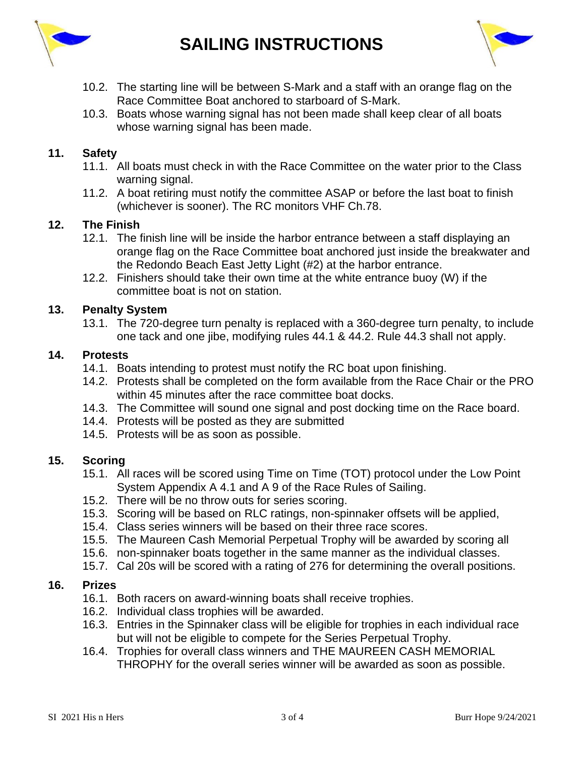# SAILING INSTRUCTIONS

10.2. The starting line will be between S-Mark and a staff with an orange flag on the Race Committee Boat anchored to starboard of S-Mark.

10.3. Boats whose warning signal has not been made shall keep clear of all boats whose warning signal has been made.

## 11. Safety

11.1. All boats must check in with the Race Committee on the water prior to the Class warning signal.

11.2. A boat retiring must notify the committee ASAP or before the last boat to finish (whichever is sooner). The RC monitors VHF Ch.78.

## 12. The Finish

12.1. The finish line will be inside the harbor entrance between a staff displaying an orange flag on the Race Committee boat anchored just inside the breakwater and the Redondo Beach East Jetty Light (#2) at the harbor entrance.

12.2. Finishers should take their own time at the white entrance buoy (W) if the committee boat is not on station.

## 13. Penalty System

13.1. The 720-degree turn penalty is replaced with a 360-degree turn penalty, to include one tack and one jibe, modifying rules 44.1 & 44.2. Rule 44.3 shall not apply.

## 14. Protests

14.1. Boats intending to protest must notify the RC boat upon finishing.

14.2. Protests shall be completed on the form available from the Race Chair or the PRO within 45 minutes after the race committee boat docks.

14.3. The Committee will sound one signal and post docking time on the Race board.

14.4. Protests will be posted as they are submitted

14.5. Protests will be as soon as possible.

## 15. Scoring

15.1. All races will be scored using Time on Time (TOT) protocol under the Low Point System Appendix A 4.1 and A 9 of the Race Rules of Sailing.

15.2. There will be no throw outs for series scoring.

15.3. Scoring will be based on RLC ratings, non-spinnaker offsets will be applied,

15.4. Class series winners will be based on their three race scores.

15.5. The Maureen Cash Memorial Perpetual Trophy will be awarded by scoring all

15.6. non-spinnaker boats together in the same manner as the individual classes.

15.7. Cal 20s will be scored with a rating of 276 for determining the overall positions.

## 16. Prizes

16.1. Both racers on award-winning boats shall receive trophies.

16.2. Individual class trophies will be awarded.

16.3. Entries in the Spinnaker class will be eligible for trophies in each individual race but will not be eligible to compete for the Series Perpetual Trophy.

16.4. Trophies for overall class winners and THE MAUREEN CASH MEMORIAL THROPHY for the overall series winner will be awarded as soon as possible.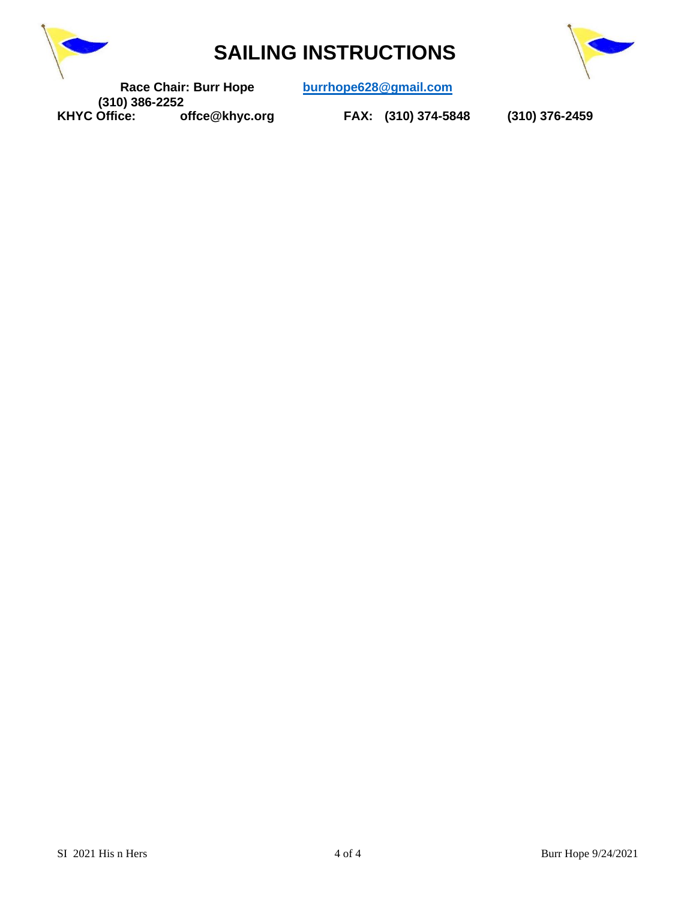# SAILING INSTRUCTIONS

**Race Chair: Burr Hope** **burrhope628@gmail.com**
**(310) 386-2252**
**KHYC Office:** **offce@khyc.org** **FAX: (310) 374-5848** **(310) 376-2459**